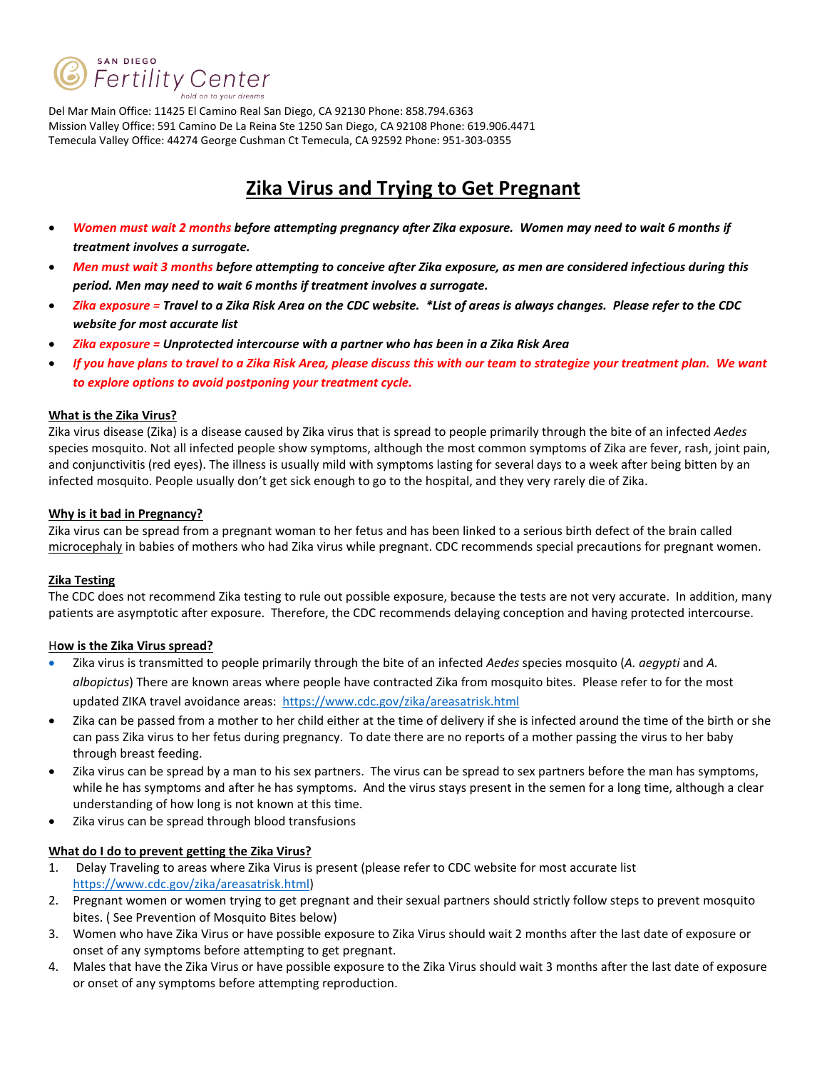SAN DIEGO Fertility Center
*hold on to your dreams*

Del Mar Main Office: 11425 El Camino Real San Diego, CA 92130 Phone: 858.794.6363
Mission Valley Office: 591 Camino De La Reina Ste 1250 San Diego, CA 92108 Phone: 619.906.4471
Temecula Valley Office: 44274 George Cushman Ct Temecula, CA 92592 Phone: 951-303-0355

# Zika Virus and Trying to Get Pregnant

- ***Women must wait 2 months** before attempting pregnancy after Zika exposure. Women may need to wait 6 months if treatment involves a surrogate.*
- ***Men must wait 3 months** before attempting to conceive after Zika exposure, as men are considered infectious during this period. Men may need to wait 6 months if treatment involves a surrogate.*
- ***Zika exposure =** Travel to a Zika Risk Area on the CDC website. *List of areas is always changes. Please refer to the CDC website for most accurate list*
- ***Zika exposure =** Unprotected intercourse with a partner who has been in a Zika Risk Area*
- ***If you have plans to travel to a Zika Risk Area, please discuss this with our team to strategize your treatment plan. We want to explore options to avoid postponing your treatment cycle.***

**What is the Zika Virus?**

Zika virus disease (Zika) is a disease caused by Zika virus that is spread to people primarily through the bite of an infected *Aedes* species mosquito. Not all infected people show symptoms, although the most common symptoms of Zika are fever, rash, joint pain, and conjunctivitis (red eyes). The illness is usually mild with symptoms lasting for several days to a week after being bitten by an infected mosquito. People usually don't get sick enough to go to the hospital, and they very rarely die of Zika.

**Why is it bad in Pregnancy?**

Zika virus can be spread from a pregnant woman to her fetus and has been linked to a serious birth defect of the brain called microcephaly in babies of mothers who had Zika virus while pregnant. CDC recommends special precautions for pregnant women.

**Zika Testing**

The CDC does not recommend Zika testing to rule out possible exposure, because the tests are not very accurate. In addition, many patients are asymptotic after exposure. Therefore, the CDC recommends delaying conception and having protected intercourse.

**How is the Zika Virus spread?**

- Zika virus is transmitted to people primarily through the bite of an infected *Aedes* species mosquito (*A. aegypti* and *A. albopictus*) There are known areas where people have contracted Zika from mosquito bites. Please refer to for the most updated ZIKA travel avoidance areas: https://www.cdc.gov/zika/areasatrisk.html
- Zika can be passed from a mother to her child either at the time of delivery if she is infected around the time of the birth or she can pass Zika virus to her fetus during pregnancy. To date there are no reports of a mother passing the virus to her baby through breast feeding.
- Zika virus can be spread by a man to his sex partners. The virus can be spread to sex partners before the man has symptoms, while he has symptoms and after he has symptoms. And the virus stays present in the semen for a long time, although a clear understanding of how long is not known at this time.
- Zika virus can be spread through blood transfusions

**What do I do to prevent getting the Zika Virus?**

1. Delay Traveling to areas where Zika Virus is present (please refer to CDC website for most accurate list https://www.cdc.gov/zika/areasatrisk.html)
2. Pregnant women or women trying to get pregnant and their sexual partners should strictly follow steps to prevent mosquito bites. ( See Prevention of Mosquito Bites below)
3. Women who have Zika Virus or have possible exposure to Zika Virus should wait 2 months after the last date of exposure or onset of any symptoms before attempting to get pregnant.
4. Males that have the Zika Virus or have possible exposure to the Zika Virus should wait 3 months after the last date of exposure or onset of any symptoms before attempting reproduction.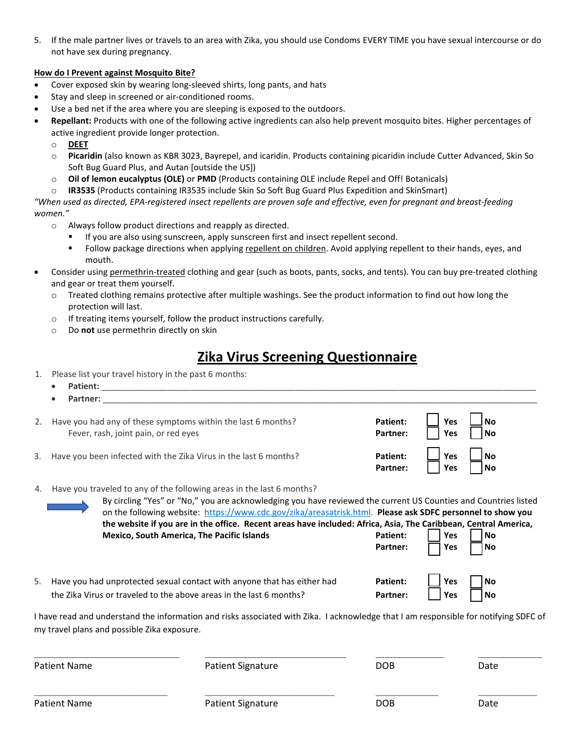5. If the male partner lives or travels to an area with Zika, you should use Condoms EVERY TIME you have sexual intercourse or do not have sex during pregnancy.

**How do I Prevent against Mosquito Bite?**

- Cover exposed skin by wearing long-sleeved shirts, long pants, and hats
- Stay and sleep in screened or air-conditioned rooms.
- Use a bed net if the area where you are sleeping is exposed to the outdoors.
- **Repellant:** Products with one of the following active ingredients can also help prevent mosquito bites. Higher percentages of active ingredient provide longer protection.
  - **DEET**
  - **Picaridin** (also known as KBR 3023, Bayrepel, and icaridin. Products containing picaridin include Cutter Advanced, Skin So Soft Bug Guard Plus, and Autan [outside the US])
  - **Oil of lemon eucalyptus (OLE)** or **PMD** (Products containing OLE include Repel and Off! Botanicals)
  - **IR3535** (Products containing IR3535 include Skin So Soft Bug Guard Plus Expedition and SkinSmart)

*"When used as directed, EPA-registered insect repellents are proven safe and effective, even for pregnant and breast-feeding women."*

  - Always follow product directions and reapply as directed.
    - If you are also using sunscreen, apply sunscreen first and insect repellent second.
    - Follow package directions when applying repellent on children. Avoid applying repellent to their hands, eyes, and mouth.
- Consider using permethrin-treated clothing and gear (such as boots, pants, socks, and tents). You can buy pre-treated clothing and gear or treat them yourself.
  - Treated clothing remains protective after multiple washings. See the product information to find out how long the protection will last.
  - If treating items yourself, follow the product instructions carefully.
  - Do **not** use permethrin directly on skin

# Zika Virus Screening Questionnaire

1. Please list your travel history in the past 6 months:
   - **Patient:** ____________________________________________
   - **Partner:** ____________________________________________

2. Have you had any of these symptoms within the last 6 months?
   Fever, rash, joint pain, or red eyes
   **Patient:** ☐ Yes ☐ No
   **Partner:** ☐ Yes ☐ No

3. Have you been infected with the Zika Virus in the last 6 months?
   **Patient:** ☐ Yes ☐ No
   **Partner:** ☐ Yes ☐ No

4. Have you traveled to any of the following areas in the last 6 months?
   By circling "Yes" or "No," you are acknowledging you have reviewed the current US Counties and Countries listed on the following website: https://www.cdc.gov/zika/areasatrisk.html. **Please ask SDFC personnel to show you the website if you are in the office. Recent areas have included: Africa, Asia, The Caribbean, Central America, Mexico, South America, The Pacific Islands**
   **Patient:** ☐ Yes ☐ No
   **Partner:** ☐ Yes ☐ No

5. Have you had unprotected sexual contact with anyone that has either had the Zika Virus or traveled to the above areas in the last 6 months?
   **Patient:** ☐ Yes ☐ No
   **Partner:** ☐ Yes ☐ No

I have read and understand the information and risks associated with Zika. I acknowledge that I am responsible for notifying SDFC of my travel plans and possible Zika exposure.

| | | | |
|---|---|---|---|
| ____________________ | ____________________ | ____________ | ____________ |
| Patient Name | Patient Signature | DOB | Date |
| ____________________ | ____________________ | ____________ | ____________ |
| Patient Name | Patient Signature | DOB | Date |